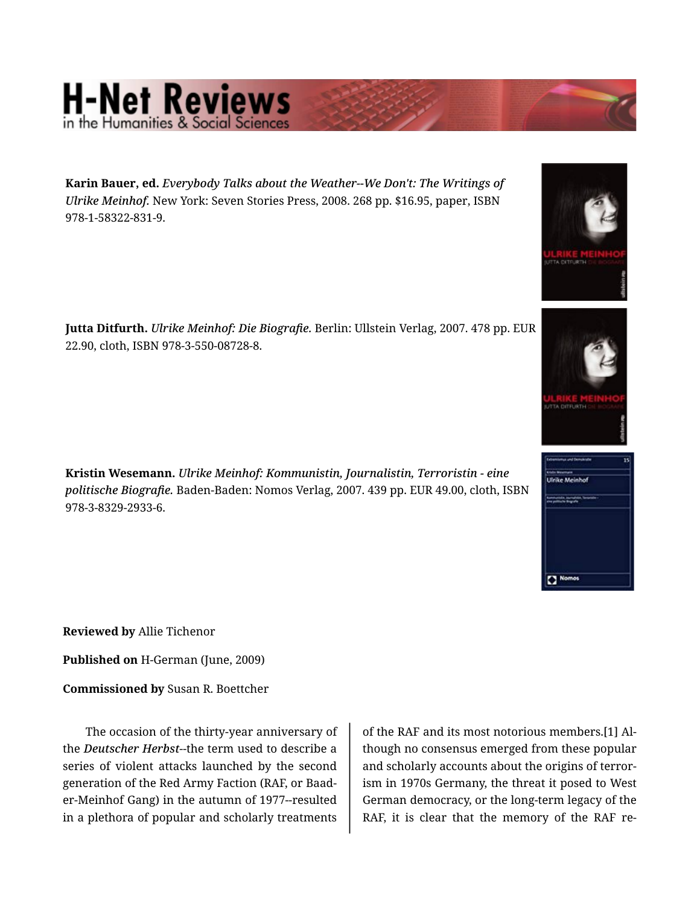**Karin Bauer, ed.** *Everybody Talks about the Weather--We Don't: The Writings of Ulrike Meinhof.* New York: Seven Stories Press, 2008. 268 pp. $16.95, paper, ISBN 978-1-58322-831-9.

**Jutta Ditfurth.** *Ulrike Meinhof: Die Biografie.* Berlin: Ullstein Verlag, 2007. 478 pp. EUR 22.90, cloth, ISBN 978-3-550-08728-8.

**Kristin Wesemann.** *Ulrike Meinhof: Kommunistin, Journalistin, Terroristin - eine politische Biografie.* Baden-Baden: Nomos Verlag, 2007. 439 pp. EUR 49.00, cloth, ISBN 978-3-8329-2933-6.

**Reviewed by** Allie Tichenor

**Published on** H-German (June, 2009)

**Commissioned by** Susan R. Boettcher

The occasion of the thirty-year anniversary of the *Deutscher Herbst*--the term used to describe a series of violent attacks launched by the second generation of the Red Army Faction (RAF, or Baader-Meinhof Gang) in the autumn of 1977--resulted in a plethora of popular and scholarly treatments of the RAF and its most notorious members.[1] Although no consensus emerged from these popular and scholarly accounts about the origins of terrorism in 1970s Germany, the threat it posed to West German democracy, or the long-term legacy of the RAF, it is clear that the memory of the RAF re-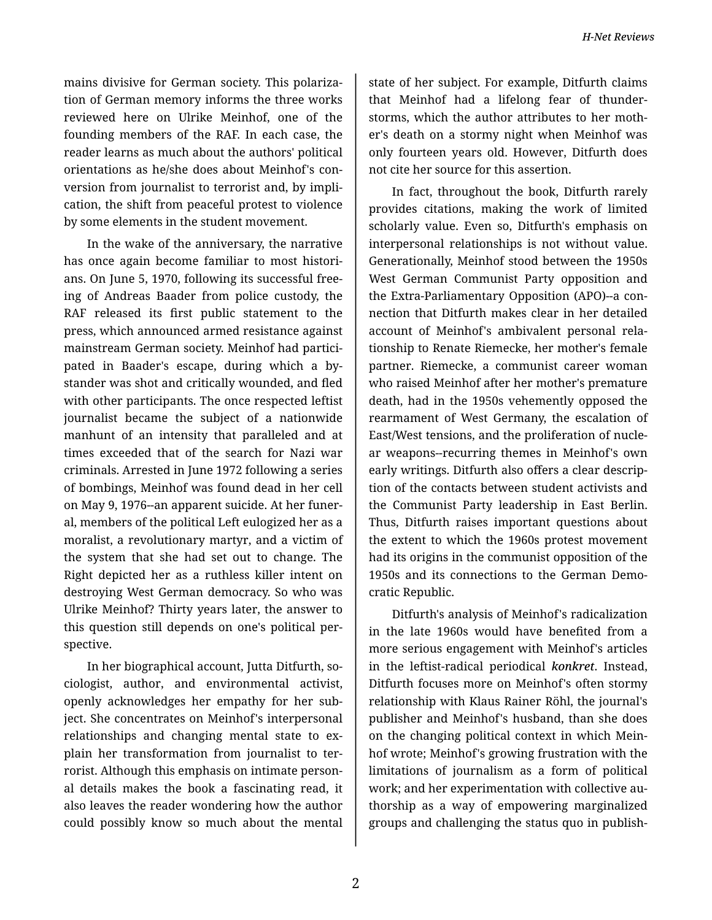mains divisive for German society. This polarization of German memory informs the three works reviewed here on Ulrike Meinhof, one of the founding members of the RAF. In each case, the reader learns as much about the authors' political orientations as he/she does about Meinhof's conversion from journalist to terrorist and, by implication, the shift from peaceful protest to violence by some elements in the student movement.

In the wake of the anniversary, the narrative has once again become familiar to most historians. On June 5, 1970, following its successful freeing of Andreas Baader from police custody, the RAF released its first public statement to the press, which announced armed resistance against mainstream German society. Meinhof had participated in Baader's escape, during which a bystander was shot and critically wounded, and fled with other participants. The once respected leftist journalist became the subject of a nationwide manhunt of an intensity that paralleled and at times exceeded that of the search for Nazi war criminals. Arrested in June 1972 following a series of bombings, Meinhof was found dead in her cell on May 9, 1976--an apparent suicide. At her funeral, members of the political Left eulogized her as a moralist, a revolutionary martyr, and a victim of the system that she had set out to change. The Right depicted her as a ruthless killer intent on destroying West German democracy. So who was Ulrike Meinhof? Thirty years later, the answer to this question still depends on one's political perspective.

In her biographical account, Jutta Ditfurth, sociologist, author, and environmental activist, openly acknowledges her empathy for her subject. She concentrates on Meinhof's interpersonal relationships and changing mental state to explain her transformation from journalist to terrorist. Although this emphasis on intimate personal details makes the book a fascinating read, it also leaves the reader wondering how the author could possibly know so much about the mental state of her subject. For example, Ditfurth claims that Meinhof had a lifelong fear of thunderstorms, which the author attributes to her mother's death on a stormy night when Meinhof was only fourteen years old. However, Ditfurth does not cite her source for this assertion.

In fact, throughout the book, Ditfurth rarely provides citations, making the work of limited scholarly value. Even so, Ditfurth's emphasis on interpersonal relationships is not without value. Generationally, Meinhof stood between the 1950s West German Communist Party opposition and the Extra-Parliamentary Opposition (APO)--a connection that Ditfurth makes clear in her detailed account of Meinhof's ambivalent personal relationship to Renate Riemecke, her mother's female partner. Riemecke, a communist career woman who raised Meinhof after her mother's premature death, had in the 1950s vehemently opposed the rearmament of West Germany, the escalation of East/West tensions, and the proliferation of nuclear weapons--recurring themes in Meinhof's own early writings. Ditfurth also offers a clear description of the contacts between student activists and the Communist Party leadership in East Berlin. Thus, Ditfurth raises important questions about the extent to which the 1960s protest movement had its origins in the communist opposition of the 1950s and its connections to the German Democratic Republic.

Ditfurth's analysis of Meinhof's radicalization in the late 1960s would have benefited from a more serious engagement with Meinhof's articles in the leftist-radical periodical ***konkret***. Instead, Ditfurth focuses more on Meinhof's often stormy relationship with Klaus Rainer Röhl, the journal's publisher and Meinhof's husband, than she does on the changing political context in which Meinhof wrote; Meinhof's growing frustration with the limitations of journalism as a form of political work; and her experimentation with collective authorship as a way of empowering marginalized groups and challenging the status quo in publish-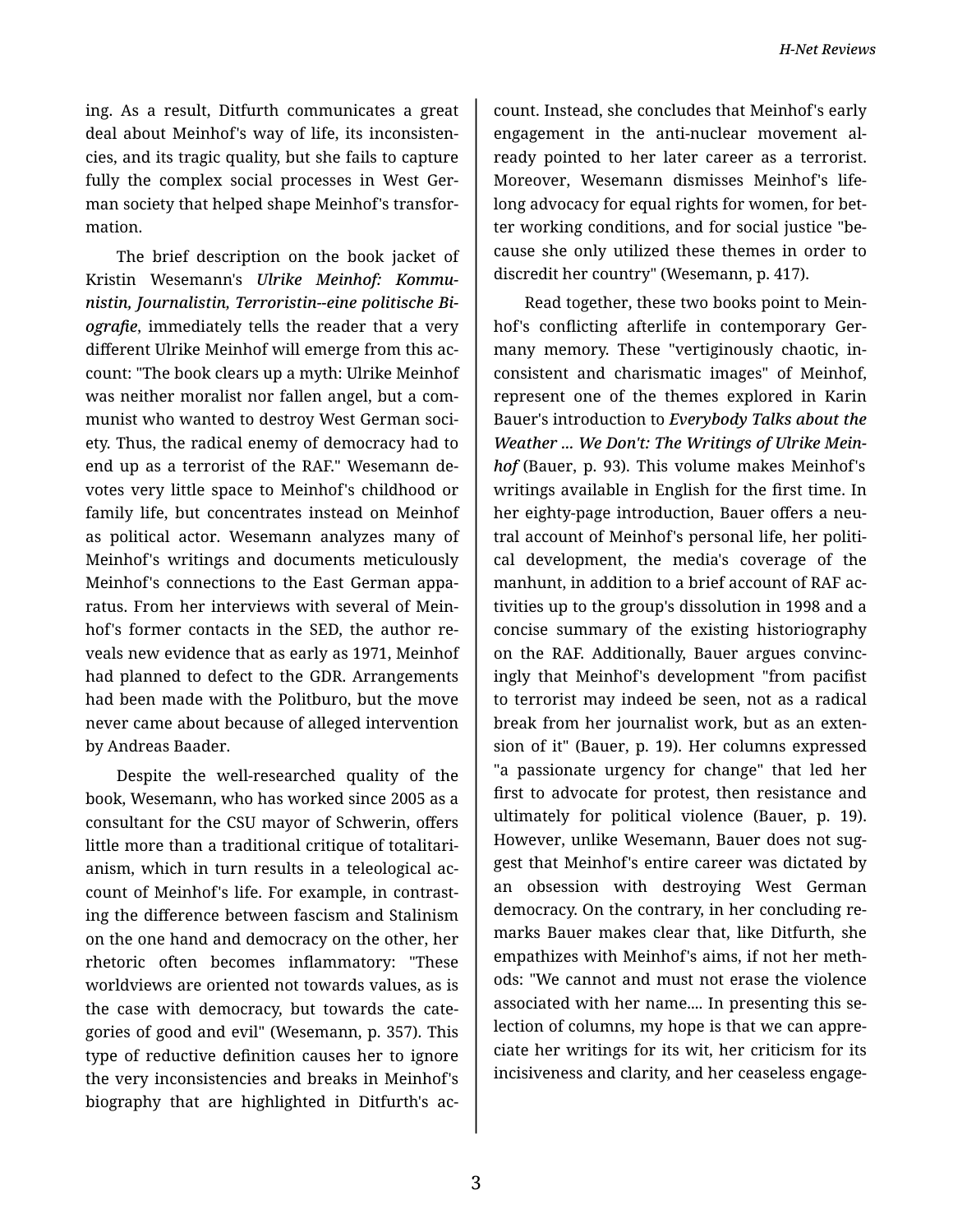ing. As a result, Ditfurth communicates a great deal about Meinhof's way of life, its inconsistencies, and its tragic quality, but she fails to capture fully the complex social processes in West German society that helped shape Meinhof's transformation.

The brief description on the book jacket of Kristin Wesemann's ***Ulrike Meinhof: Kommunistin, Journalistin, Terroristin--eine politische Biografie***, immediately tells the reader that a very different Ulrike Meinhof will emerge from this account: "The book clears up a myth: Ulrike Meinhof was neither moralist nor fallen angel, but a communist who wanted to destroy West German society. Thus, the radical enemy of democracy had to end up as a terrorist of the RAF." Wesemann devotes very little space to Meinhof's childhood or family life, but concentrates instead on Meinhof as political actor. Wesemann analyzes many of Meinhof's writings and documents meticulously Meinhof's connections to the East German apparatus. From her interviews with several of Meinhof's former contacts in the SED, the author reveals new evidence that as early as 1971, Meinhof had planned to defect to the GDR. Arrangements had been made with the Politburo, but the move never came about because of alleged intervention by Andreas Baader.

Despite the well-researched quality of the book, Wesemann, who has worked since 2005 as a consultant for the CSU mayor of Schwerin, offers little more than a traditional critique of totalitarianism, which in turn results in a teleological account of Meinhof's life. For example, in contrasting the difference between fascism and Stalinism on the one hand and democracy on the other, her rhetoric often becomes inflammatory: "These worldviews are oriented not towards values, as is the case with democracy, but towards the categories of good and evil" (Wesemann, p. 357). This type of reductive definition causes her to ignore the very inconsistencies and breaks in Meinhof's biography that are highlighted in Ditfurth's account. Instead, she concludes that Meinhof's early engagement in the anti-nuclear movement already pointed to her later career as a terrorist. Moreover, Wesemann dismisses Meinhof's lifelong advocacy for equal rights for women, for better working conditions, and for social justice "because she only utilized these themes in order to discredit her country" (Wesemann, p. 417).

Read together, these two books point to Meinhof's conflicting afterlife in contemporary Germany memory. These "vertiginously chaotic, inconsistent and charismatic images" of Meinhof, represent one of the themes explored in Karin Bauer's introduction to ***Everybody Talks about the Weather ... We Don't: The Writings of Ulrike Meinhof*** (Bauer, p. 93). This volume makes Meinhof's writings available in English for the first time. In her eighty-page introduction, Bauer offers a neutral account of Meinhof's personal life, her political development, the media's coverage of the manhunt, in addition to a brief account of RAF activities up to the group's dissolution in 1998 and a concise summary of the existing historiography on the RAF. Additionally, Bauer argues convincingly that Meinhof's development "from pacifist to terrorist may indeed be seen, not as a radical break from her journalist work, but as an extension of it" (Bauer, p. 19). Her columns expressed "a passionate urgency for change" that led her first to advocate for protest, then resistance and ultimately for political violence (Bauer, p. 19). However, unlike Wesemann, Bauer does not suggest that Meinhof's entire career was dictated by an obsession with destroying West German democracy. On the contrary, in her concluding remarks Bauer makes clear that, like Ditfurth, she empathizes with Meinhof's aims, if not her methods: "We cannot and must not erase the violence associated with her name.... In presenting this selection of columns, my hope is that we can appreciate her writings for its wit, her criticism for its incisiveness and clarity, and her ceaseless engage-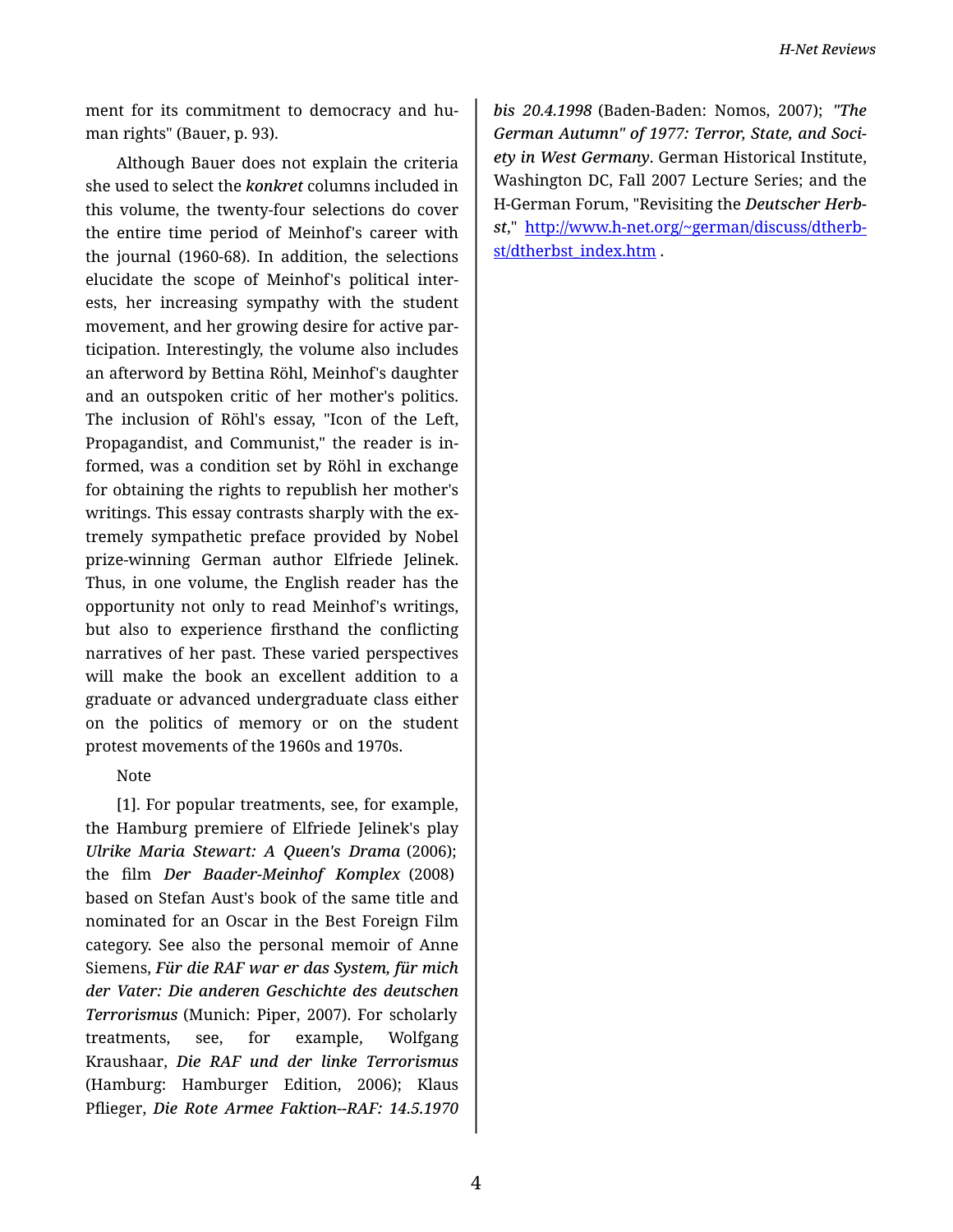ment for its commitment to democracy and human rights" (Bauer, p. 93).

Although Bauer does not explain the criteria she used to select the *konkret* columns included in this volume, the twenty-four selections do cover the entire time period of Meinhof's career with the journal (1960-68). In addition, the selections elucidate the scope of Meinhof's political interests, her increasing sympathy with the student movement, and her growing desire for active participation. Interestingly, the volume also includes an afterword by Bettina Röhl, Meinhof's daughter and an outspoken critic of her mother's politics. The inclusion of Röhl's essay, "Icon of the Left, Propagandist, and Communist," the reader is informed, was a condition set by Röhl in exchange for obtaining the rights to republish her mother's writings. This essay contrasts sharply with the extremely sympathetic preface provided by Nobel prize-winning German author Elfriede Jelinek. Thus, in one volume, the English reader has the opportunity not only to read Meinhof's writings, but also to experience firsthand the conflicting narratives of her past. These varied perspectives will make the book an excellent addition to a graduate or advanced undergraduate class either on the politics of memory or on the student protest movements of the 1960s and 1970s.

Note

[1]. For popular treatments, see, for example, the Hamburg premiere of Elfriede Jelinek's play *Ulrike Maria Stewart: A Queen's Drama* (2006); the film *Der Baader-Meinhof Komplex* (2008) based on Stefan Aust's book of the same title and nominated for an Oscar in the Best Foreign Film category. See also the personal memoir of Anne Siemens, *Für die RAF war er das System, für mich der Vater: Die anderen Geschichte des deutschen Terrorismus* (Munich: Piper, 2007). For scholarly treatments, see, for example, Wolfgang Kraushaar, *Die RAF und der linke Terrorismus* (Hamburg: Hamburger Edition, 2006); Klaus Pflieger, *Die Rote Armee Faktion--RAF: 14.5.1970 bis 20.4.1998* (Baden-Baden: Nomos, 2007); *"The German Autumn" of 1977: Terror, State, and Society in West Germany*. German Historical Institute, Washington DC, Fall 2007 Lecture Series; and the H-German Forum, "Revisiting the *Deutscher Herbst*," http://www.h-net.org/~german/discuss/dtherbst/dtherbst_index.htm .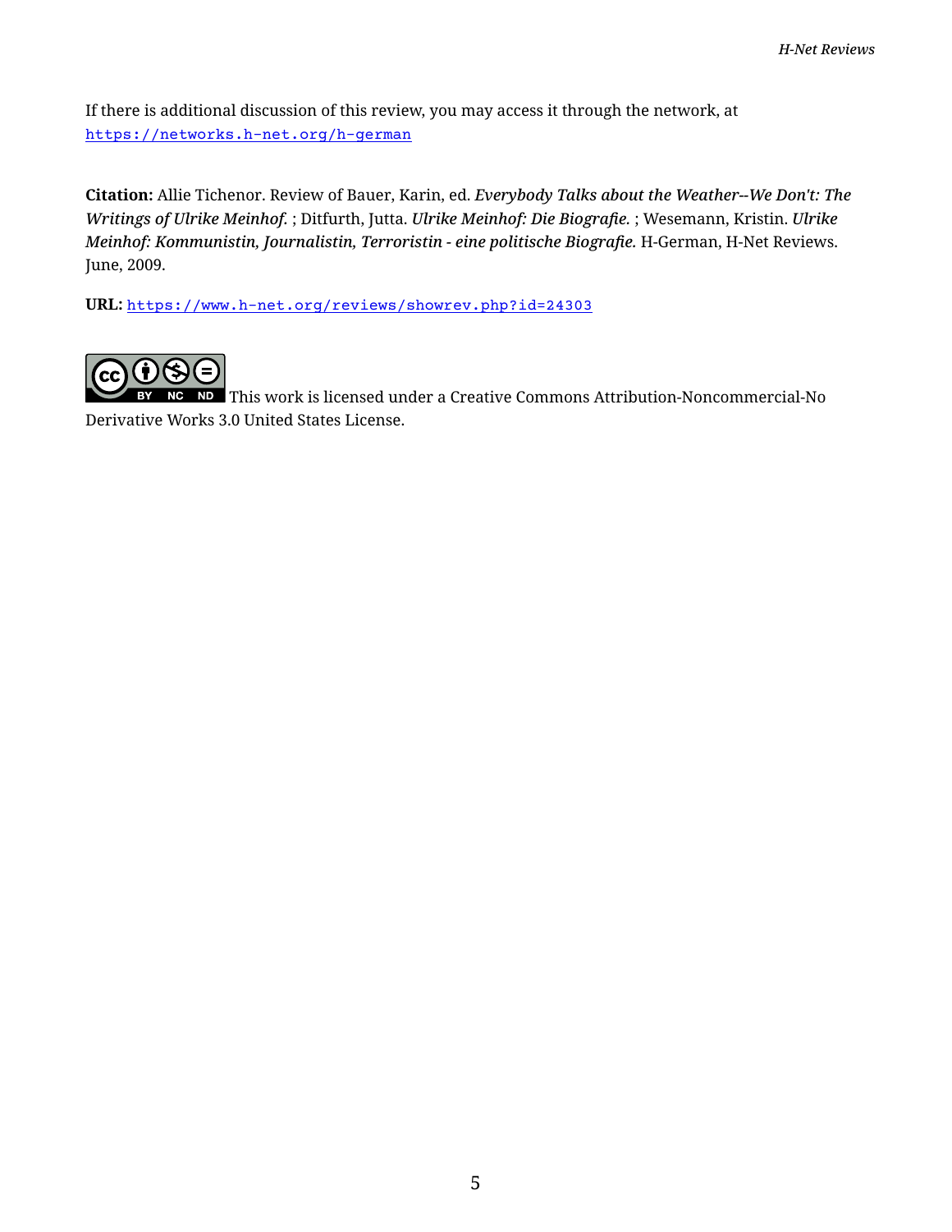If there is additional discussion of this review, you may access it through the network, at https://networks.h-net.org/h-german

**Citation:** Allie Tichenor. Review of Bauer, Karin, ed. *Everybody Talks about the Weather--We Don't: The Writings of Ulrike Meinhof.* ; Ditfurth, Jutta. *Ulrike Meinhof: Die Biografie.* ; Wesemann, Kristin. *Ulrike Meinhof: Kommunistin, Journalistin, Terroristin - eine politische Biografie.* H-German, H-Net Reviews. June, 2009.

**URL:** https://www.h-net.org/reviews/showrev.php?id=24303

This work is licensed under a Creative Commons Attribution-Noncommercial-No Derivative Works 3.0 United States License.